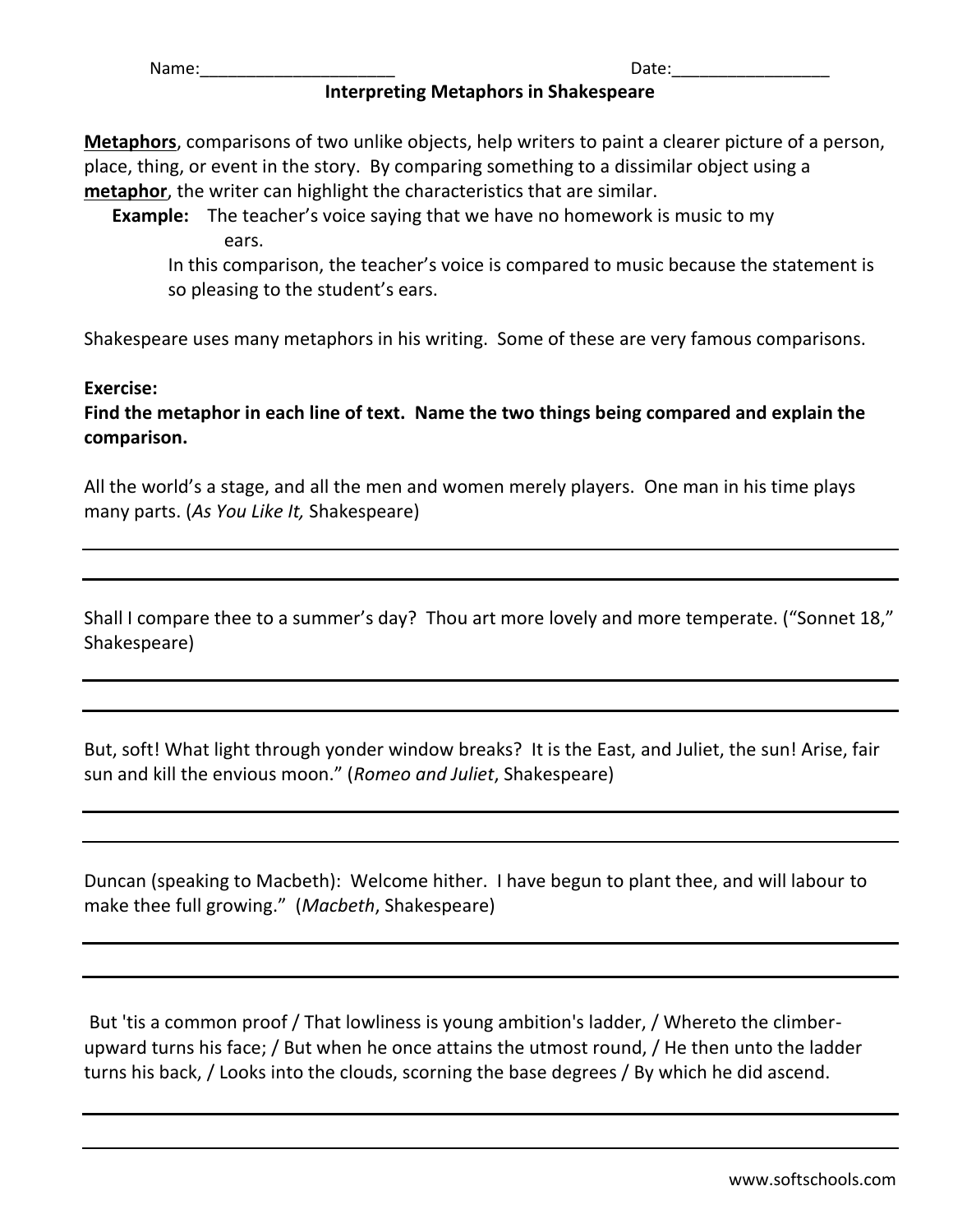Name:______________________ Date:_________________

## Interpreting Metaphors in Shakespeare

**Metaphors**, comparisons of two unlike objects, help writers to paint a clearer picture of a person, place, thing, or event in the story. By comparing something to a dissimilar object using a **metaphor**, the writer can highlight the characteristics that are similar.

**Example:** The teacher's voice saying that we have no homework is music to my ears.

In this comparison, the teacher's voice is compared to music because the statement is so pleasing to the student's ears.

Shakespeare uses many metaphors in his writing. Some of these are very famous comparisons.

**Exercise:**
**Find the metaphor in each line of text. Name the two things being compared and explain the comparison.**

All the world's a stage, and all the men and women merely players. One man in his time plays many parts. (*As You Like It,* Shakespeare)

______________________________________________________________________

______________________________________________________________________

Shall I compare thee to a summer's day? Thou art more lovely and more temperate. ("Sonnet 18," Shakespeare)

______________________________________________________________________

______________________________________________________________________

But, soft! What light through yonder window breaks? It is the East, and Juliet, the sun! Arise, fair sun and kill the envious moon." (*Romeo and Juliet*, Shakespeare)

______________________________________________________________________

______________________________________________________________________

Duncan (speaking to Macbeth): Welcome hither. I have begun to plant thee, and will labour to make thee full growing." (*Macbeth*, Shakespeare)

______________________________________________________________________

______________________________________________________________________

But 'tis a common proof / That lowliness is young ambition's ladder, / Whereto the climber-upward turns his face; / But when he once attains the utmost round, / He then unto the ladder turns his back, / Looks into the clouds, scorning the base degrees / By which he did ascend.

______________________________________________________________________

______________________________________________________________________

www.softschools.com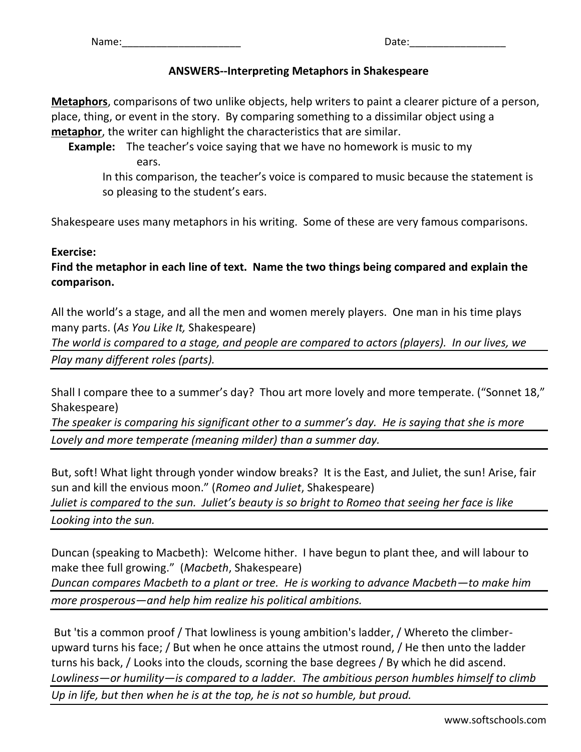Name:_____________________ Date:_________________

## ANSWERS--Interpreting Metaphors in Shakespeare

**Metaphors**, comparisons of two unlike objects, help writers to paint a clearer picture of a person, place, thing, or event in the story. By comparing something to a dissimilar object using a **metaphor**, the writer can highlight the characteristics that are similar.

**Example:** The teacher's voice saying that we have no homework is music to my ears.

In this comparison, the teacher's voice is compared to music because the statement is so pleasing to the student's ears.

Shakespeare uses many metaphors in his writing. Some of these are very famous comparisons.

**Exercise:**

**Find the metaphor in each line of text. Name the two things being compared and explain the comparison.**

All the world's a stage, and all the men and women merely players. One man in his time plays many parts. (*As You Like It,* Shakespeare)

*The world is compared to a stage, and people are compared to actors (players). In our lives, we Play many different roles (parts).*

Shall I compare thee to a summer's day? Thou art more lovely and more temperate. ("Sonnet 18," Shakespeare)

*The speaker is comparing his significant other to a summer's day. He is saying that she is more Lovely and more temperate (meaning milder) than a summer day.*

But, soft! What light through yonder window breaks? It is the East, and Juliet, the sun! Arise, fair sun and kill the envious moon." (*Romeo and Juliet*, Shakespeare)

*Juliet is compared to the sun. Juliet's beauty is so bright to Romeo that seeing her face is like Looking into the sun.*

Duncan (speaking to Macbeth): Welcome hither. I have begun to plant thee, and will labour to make thee full growing." (*Macbeth*, Shakespeare)

*Duncan compares Macbeth to a plant or tree. He is working to advance Macbeth—to make him more prosperous—and help him realize his political ambitions.*

But 'tis a common proof / That lowliness is young ambition's ladder, / Whereto the climber-upward turns his face; / But when he once attains the utmost round, / He then unto the ladder turns his back, / Looks into the clouds, scorning the base degrees / By which he did ascend.

*Lowliness—or humility—is compared to a ladder. The ambitious person humbles himself to climb Up in life, but then when he is at the top, he is not so humble, but proud.*

www.softschools.com